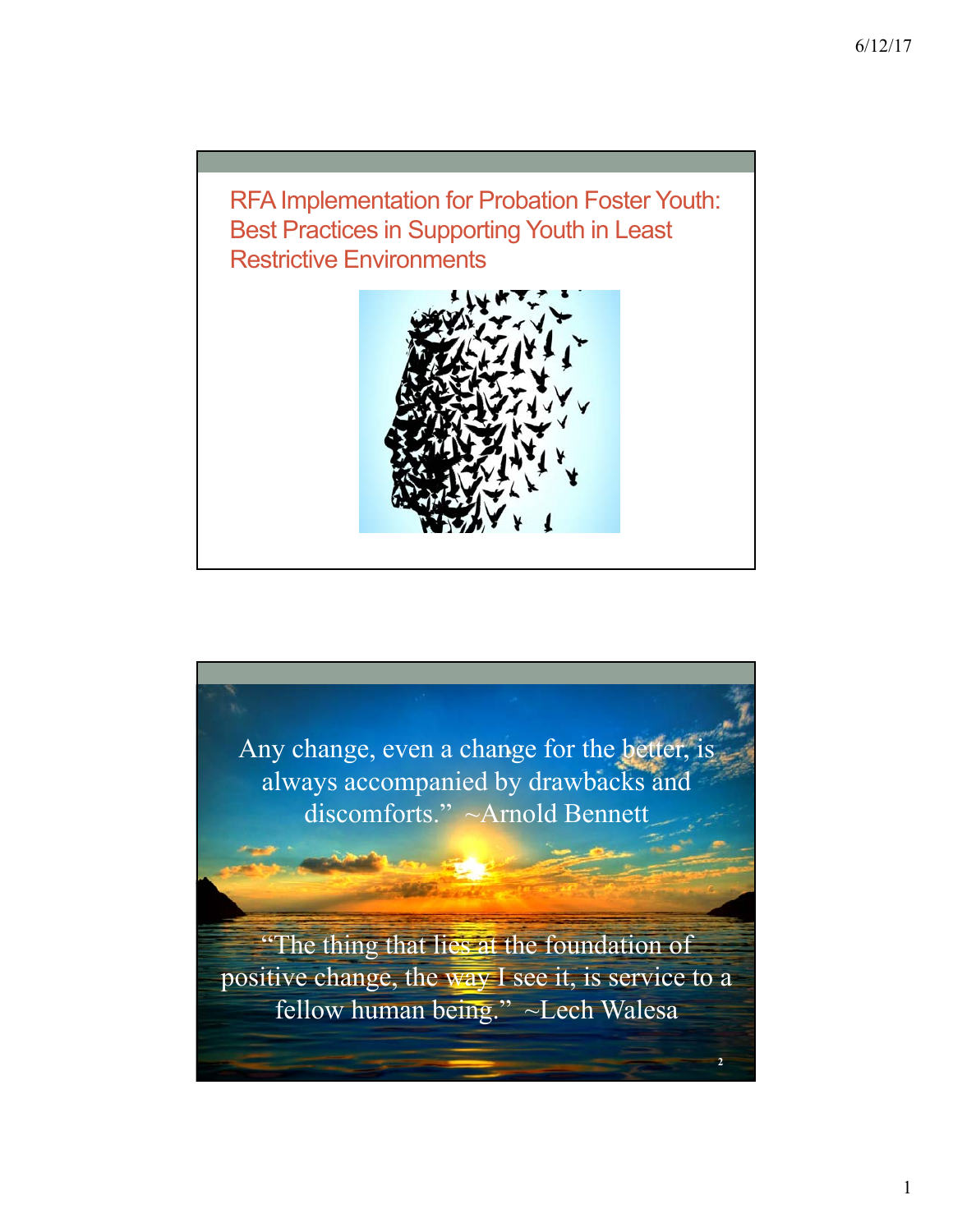# RFA Implementation for Probation Foster Youth: Best Practices in Supporting Youth in Least Restrictive Environments

Any change, even a change for the better, is always accompanied by drawbacks and discomforts." ~Arnold Bennett

"The thing that lies at the foundation of positive change, the way I see it, is service to a fellow human being." ~Lech Walesa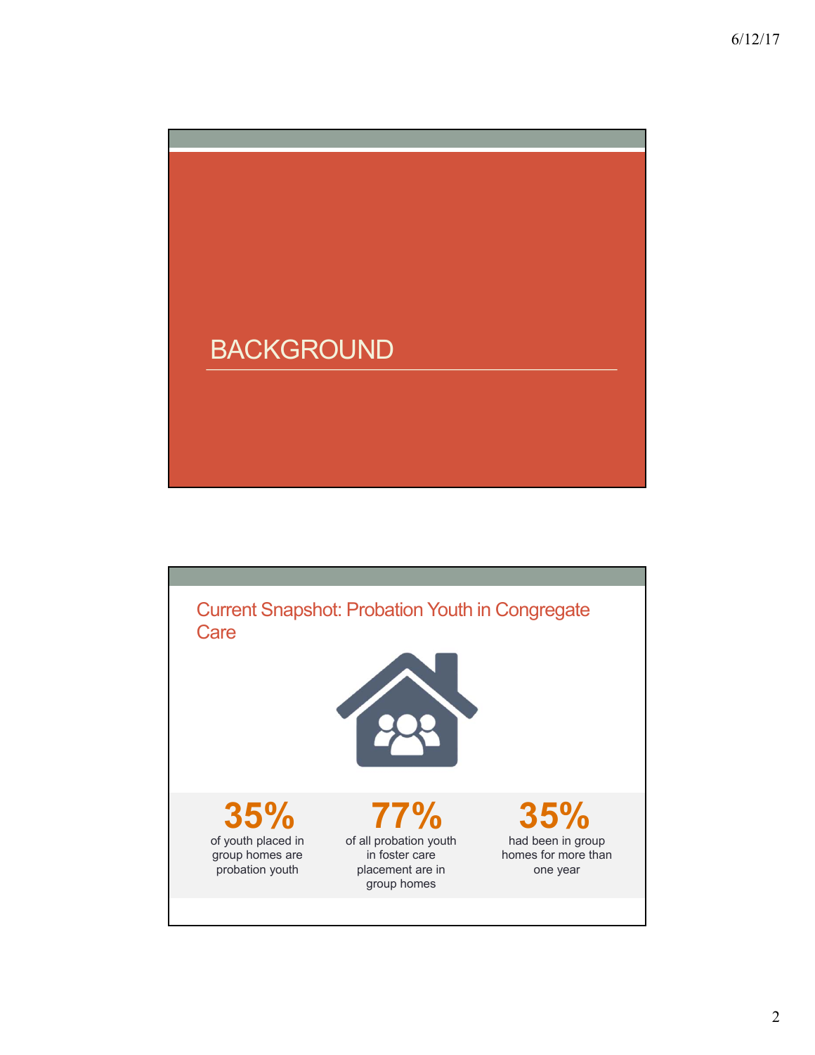# BACKGROUND

## Current Snapshot: Probation Youth in Congregate Care

**35%**
of youth placed in group homes are probation youth

**77%**
of all probation youth in foster care placement are in group homes

**35%**
had been in group homes for more than one year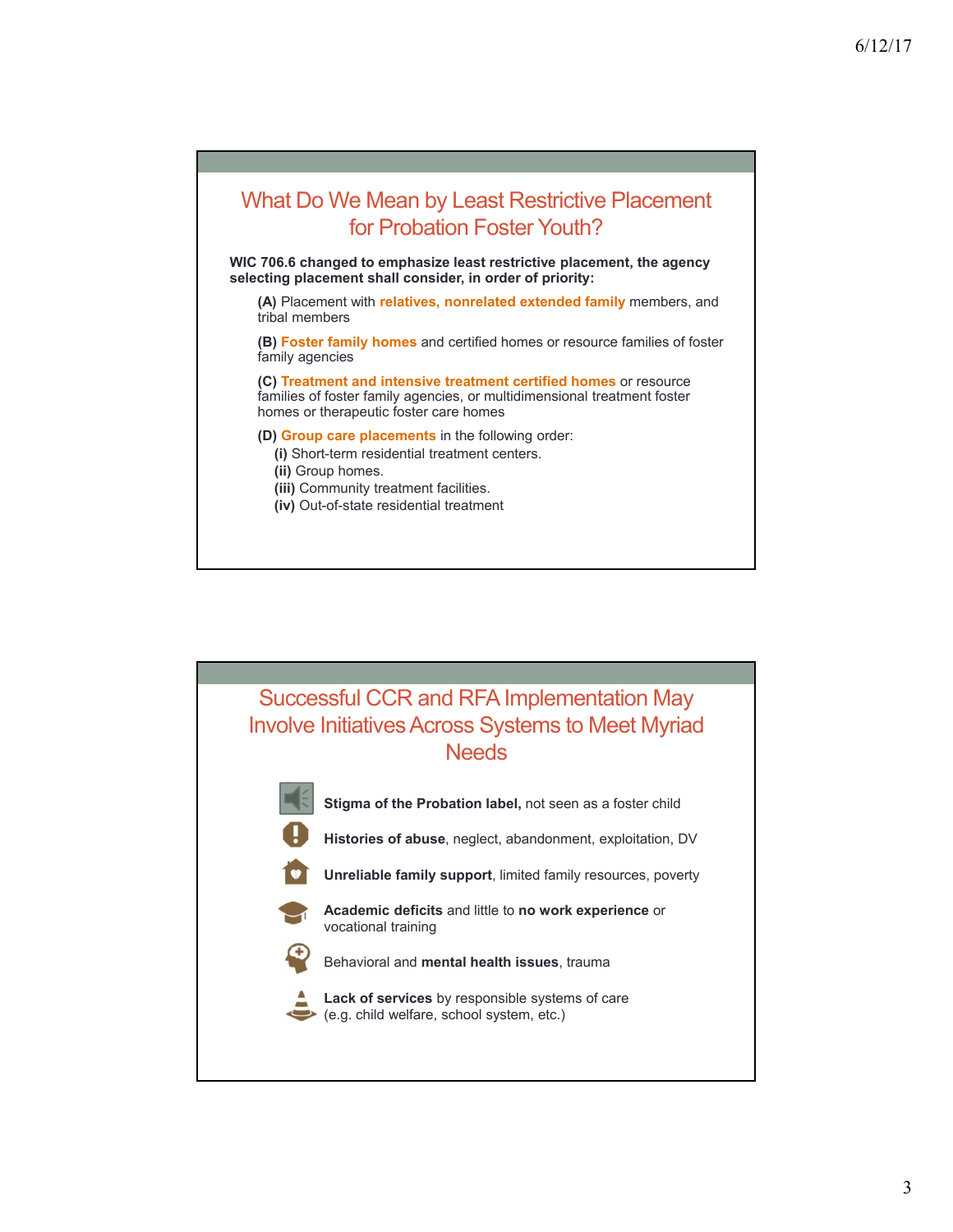## What Do We Mean by Least Restrictive Placement for Probation Foster Youth?

**WIC 706.6 changed to emphasize least restrictive placement, the agency selecting placement shall consider, in order of priority:**

**(A)** Placement with **relatives, nonrelated extended family** members, and tribal members

**(B)** **Foster family homes** and certified homes or resource families of foster family agencies

**(C)** **Treatment and intensive treatment certified homes** or resource families of foster family agencies, or multidimensional treatment foster homes or therapeutic foster care homes

**(D)** **Group care placements** in the following order:

- **(i)** Short-term residential treatment centers.
- **(ii)** Group homes.
- **(iii)** Community treatment facilities.
- **(iv)** Out-of-state residential treatment

## Successful CCR and RFA Implementation May Involve Initiatives Across Systems to Meet Myriad Needs

- **Stigma of the Probation label,** not seen as a foster child
- **Histories of abuse**, neglect, abandonment, exploitation, DV
- **Unreliable family support**, limited family resources, poverty
- **Academic deficits** and little to **no work experience** or vocational training
- Behavioral and **mental health issues**, trauma
- **Lack of services** by responsible systems of care (e.g. child welfare, school system, etc.)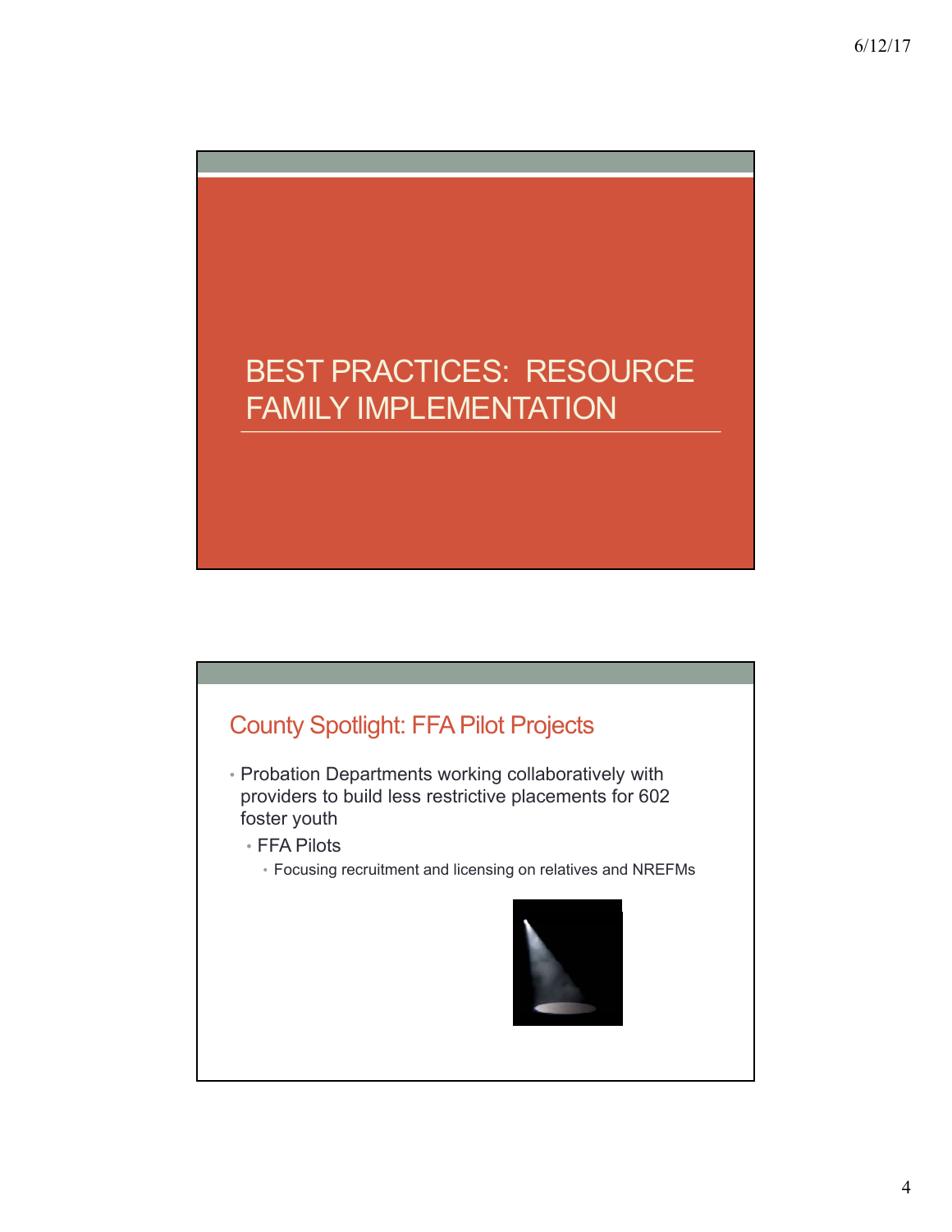# BEST PRACTICES: RESOURCE FAMILY IMPLEMENTATION

## County Spotlight: FFA Pilot Projects

- Probation Departments working collaboratively with providers to build less restrictive placements for 602 foster youth
  - FFA Pilots
    - Focusing recruitment and licensing on relatives and NREFMs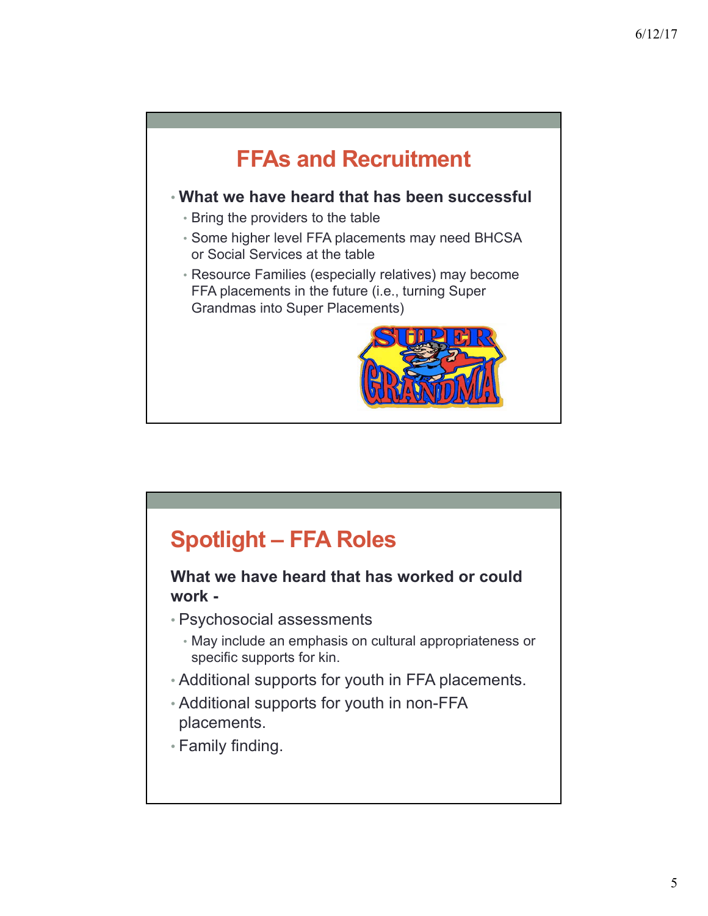## FFAs and Recruitment

- **What we have heard that has been successful**
  - Bring the providers to the table
  - Some higher level FFA placements may need BHCSA or Social Services at the table
  - Resource Families (especially relatives) may become FFA placements in the future (i.e., turning Super Grandmas into Super Placements)

## Spotlight – FFA Roles

**What we have heard that has worked or could work -**

- Psychosocial assessments
  - May include an emphasis on cultural appropriateness or specific supports for kin.
- Additional supports for youth in FFA placements.
- Additional supports for youth in non-FFA placements.
- Family finding.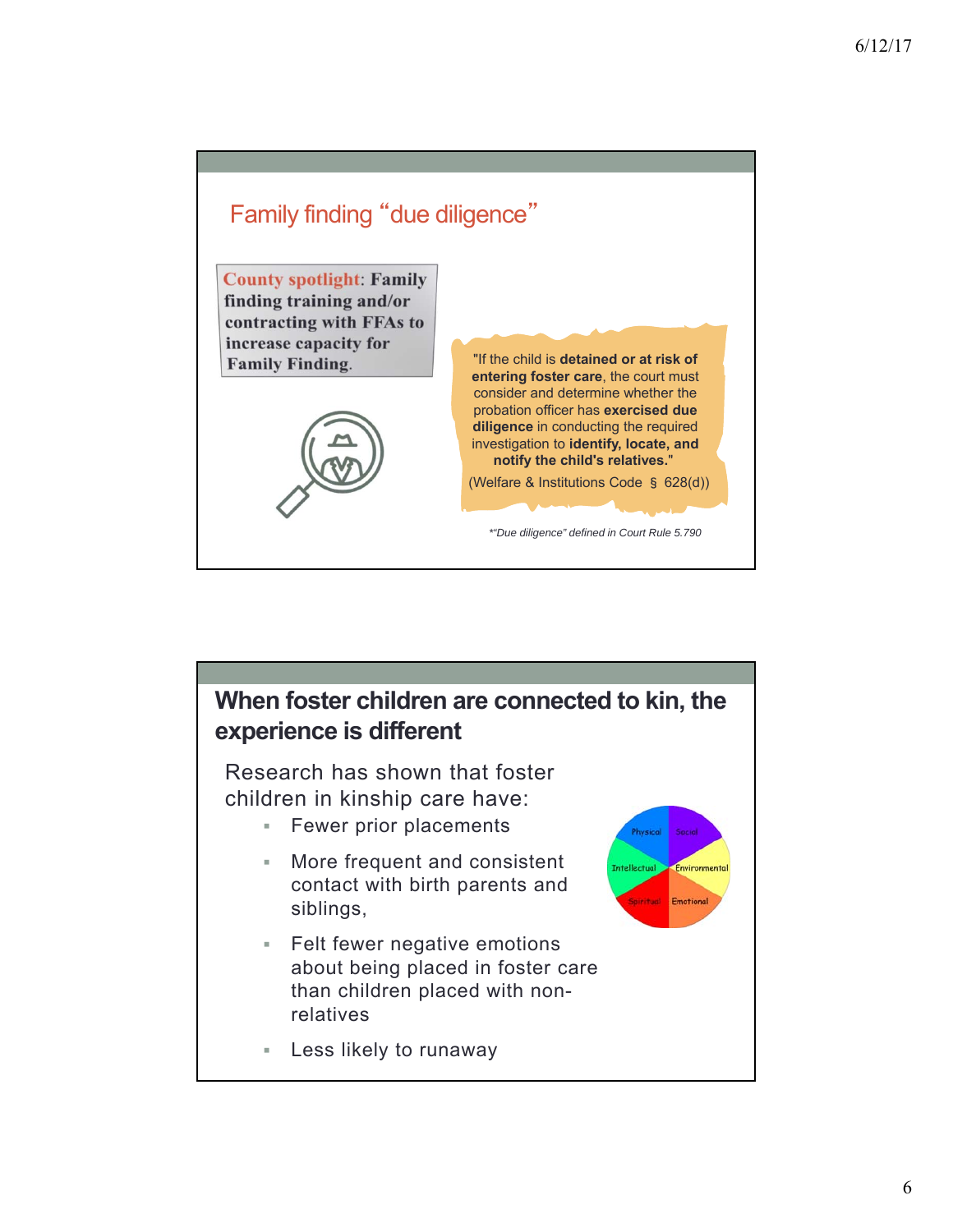## Family finding "due diligence"

**County spotlight: Family finding training and/or contracting with FFAs to increase capacity for Family Finding.**

"If the child is **detained or at risk of entering foster care**, the court must consider and determine whether the probation officer has **exercised due diligence** in conducting the required investigation to **identify, locate, and notify the child's relatives.**"

(Welfare & Institutions Code § 628(d))

*"Due diligence" defined in Court Rule 5.790*

## When foster children are connected to kin, the experience is different

Research has shown that foster children in kinship care have:

- Fewer prior placements
- More frequent and consistent contact with birth parents and siblings,
- Felt fewer negative emotions about being placed in foster care than children placed with non-relatives
- Less likely to runaway

Physical, Social, Intellectual, Environmental, Spiritual, Emotional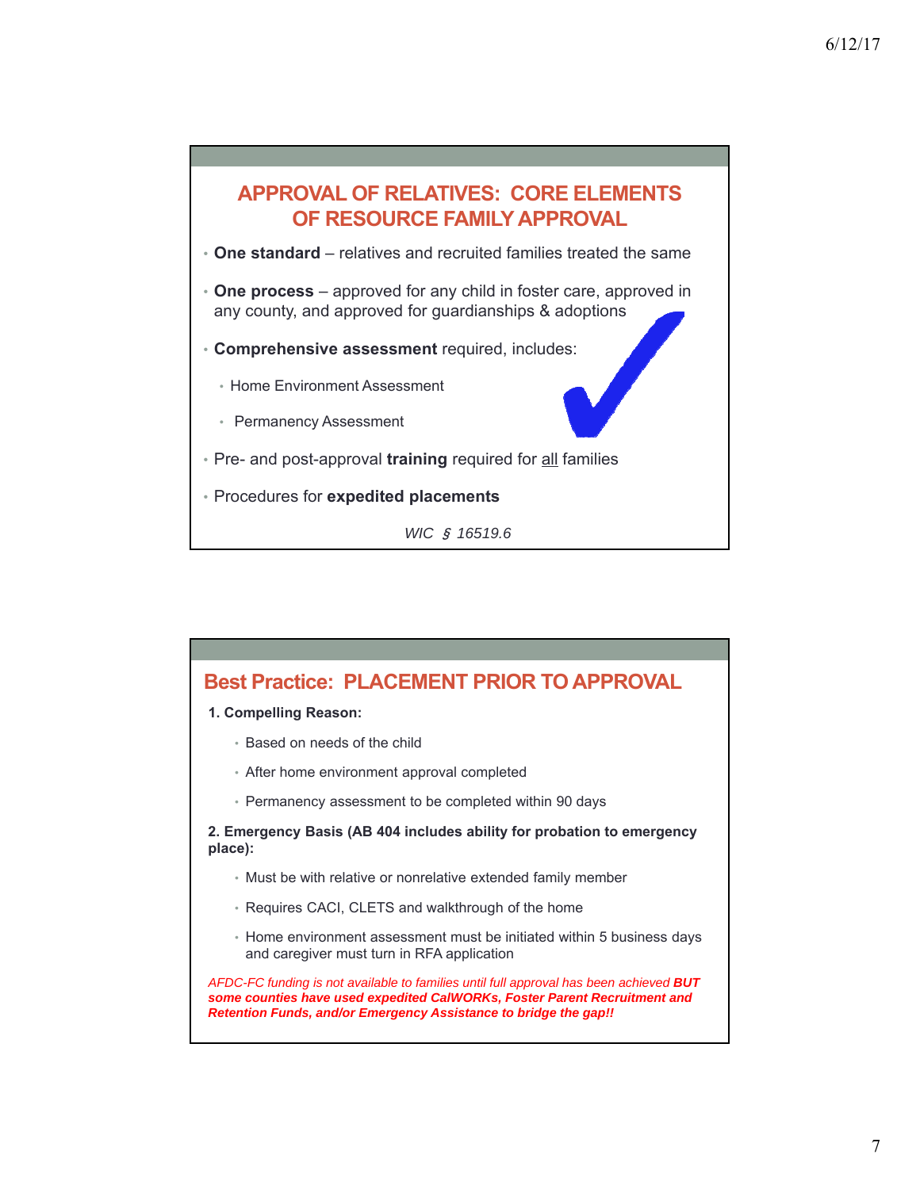## APPROVAL OF RELATIVES: CORE ELEMENTS OF RESOURCE FAMILY APPROVAL

- **One standard** – relatives and recruited families treated the same
- **One process** – approved for any child in foster care, approved in any county, and approved for guardianships & adoptions
- **Comprehensive assessment** required, includes:
  - Home Environment Assessment
  - Permanency Assessment
- Pre- and post-approval **training** required for <u>all</u> families
- Procedures for **expedited placements**

*WIC § 16519.6*

## Best Practice: PLACEMENT PRIOR TO APPROVAL

**1. Compelling Reason:**

- Based on needs of the child
- After home environment approval completed
- Permanency assessment to be completed within 90 days

**2. Emergency Basis (AB 404 includes ability for probation to emergency place):**

- Must be with relative or nonrelative extended family member
- Requires CACI, CLETS and walkthrough of the home
- Home environment assessment must be initiated within 5 business days and caregiver must turn in RFA application

*AFDC-FC funding is not available to families until full approval has been achieved* ***BUT some counties have used expedited CalWORKs, Foster Parent Recruitment and Retention Funds, and/or Emergency Assistance to bridge the gap!!***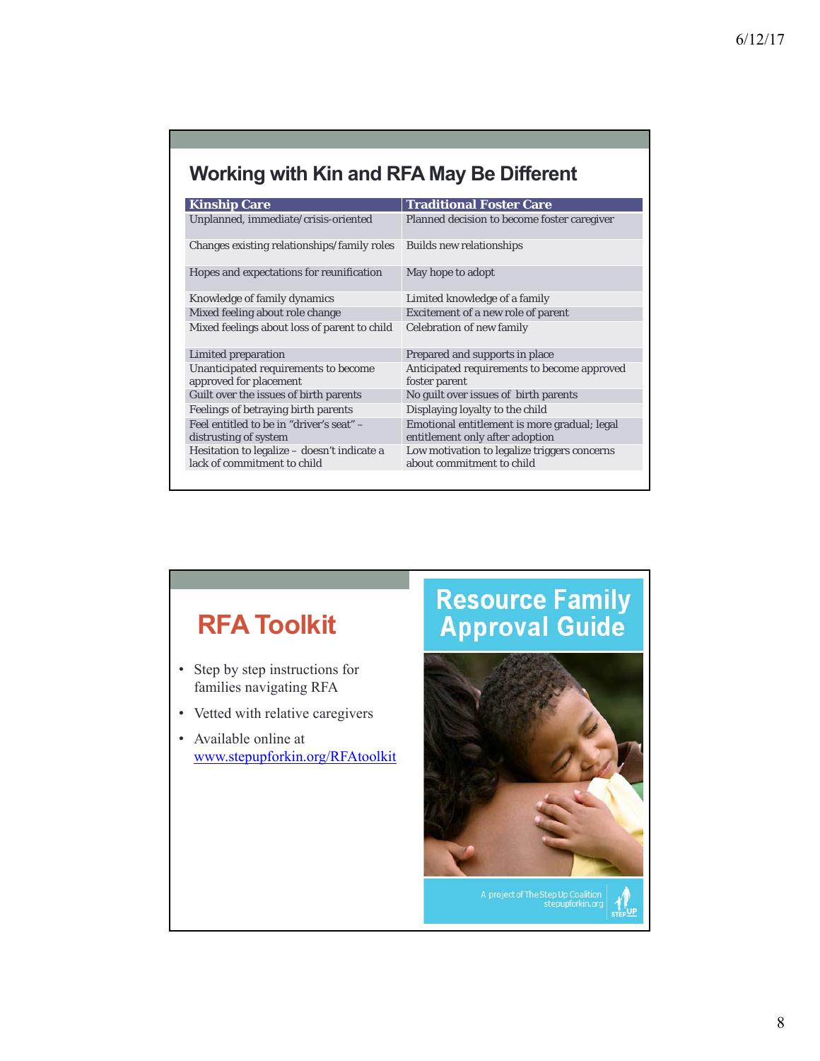## Working with Kin and RFA May Be Different

| Kinship Care | Traditional Foster Care |
|---|---|
| Unplanned, immediate/crisis-oriented | Planned decision to become foster caregiver |
| Changes existing relationships/family roles | Builds new relationships |
| Hopes and expectations for reunification | May hope to adopt |
| Knowledge of family dynamics | Limited knowledge of a family |
| Mixed feeling about role change | Excitement of a new role of parent |
| Mixed feelings about loss of parent to child | Celebration of new family |
| Limited preparation | Prepared and supports in place |
| Unanticipated requirements to become approved for placement | Anticipated requirements to become approved foster parent |
| Guilt over the issues of birth parents | No guilt over issues of birth parents |
| Feelings of betraying birth parents | Displaying loyalty to the child |
| Feel entitled to be in "driver's seat" – distrusting of system | Emotional entitlement is more gradual; legal entitlement only after adoption |
| Hesitation to legalize – doesn't indicate a lack of commitment to child | Low motivation to legalize triggers concerns about commitment to child |

## RFA Toolkit

- Step by step instructions for families navigating RFA
- Vetted with relative caregivers
- Available online at www.stepupforkin.org/RFAtoolkit

Resource Family Approval Guide

A project of The Step Up Coalition stepupforkin.org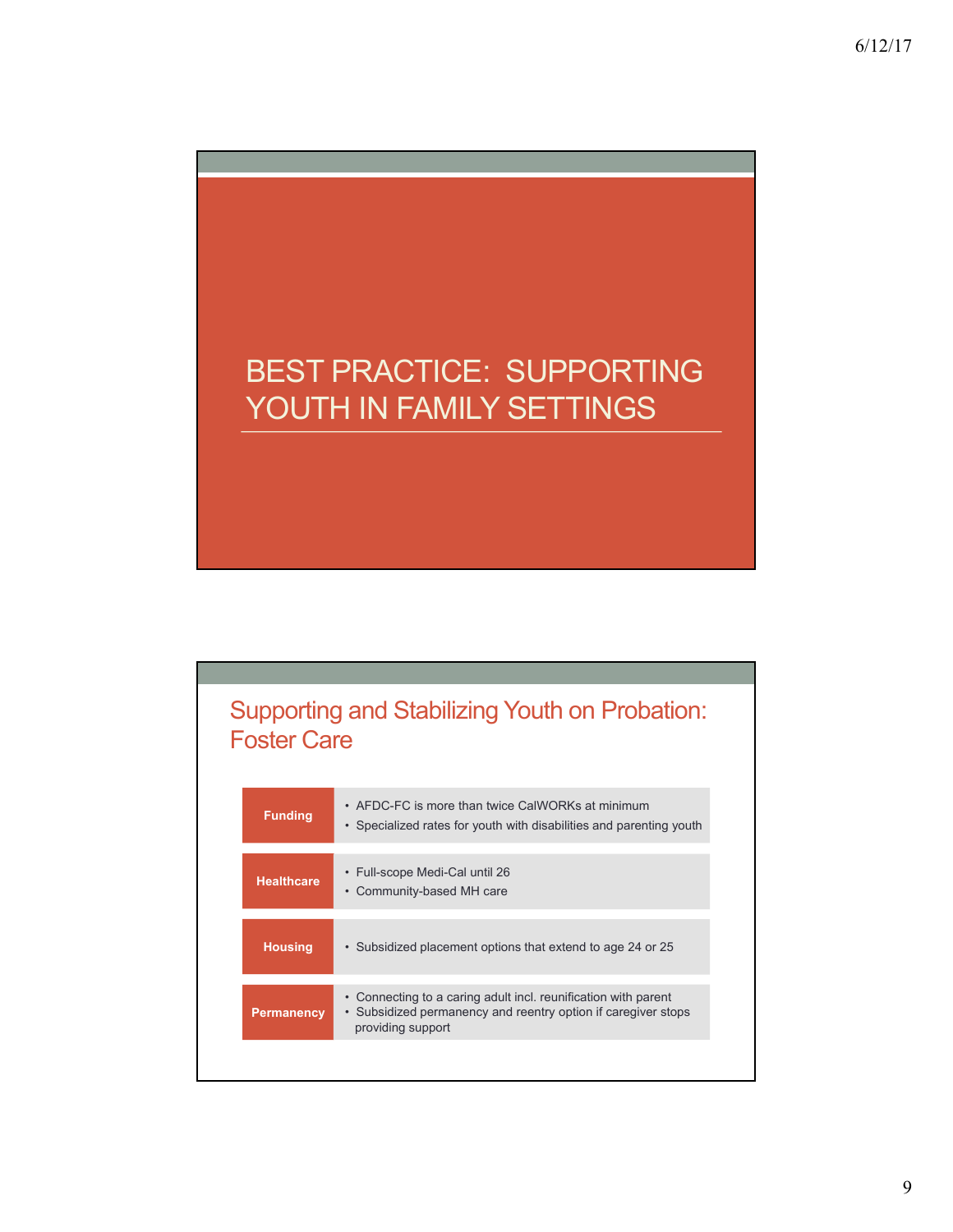# BEST PRACTICE: SUPPORTING YOUTH IN FAMILY SETTINGS

## Supporting and Stabilizing Youth on Probation: Foster Care

| | |
|---|---|
| **Funding** | • AFDC-FC is more than twice CalWORKs at minimum<br>• Specialized rates for youth with disabilities and parenting youth |
| **Healthcare** | • Full-scope Medi-Cal until 26<br>• Community-based MH care |
| **Housing** | • Subsidized placement options that extend to age 24 or 25 |
| **Permanency** | • Connecting to a caring adult incl. reunification with parent<br>• Subsidized permanency and reentry option if caregiver stops providing support |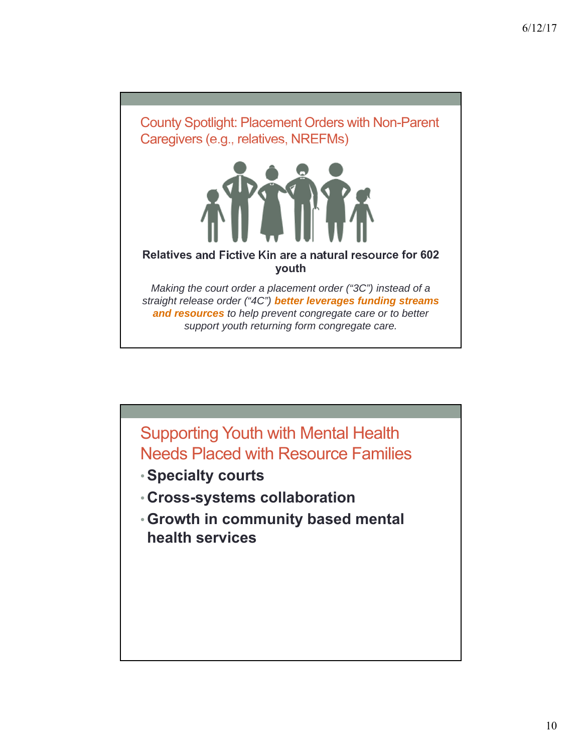## County Spotlight: Placement Orders with Non-Parent Caregivers (e.g., relatives, NREFMs)

**Relatives and Fictive Kin are a natural resource for 602 youth**

*Making the court order a placement order ("3C") instead of a straight release order ("4C") **better leverages funding streams and resources** to help prevent congregate care or to better support youth returning form congregate care.*

## Supporting Youth with Mental Health Needs Placed with Resource Families

- **Specialty courts**
- **Cross-systems collaboration**
- **Growth in community based mental health services**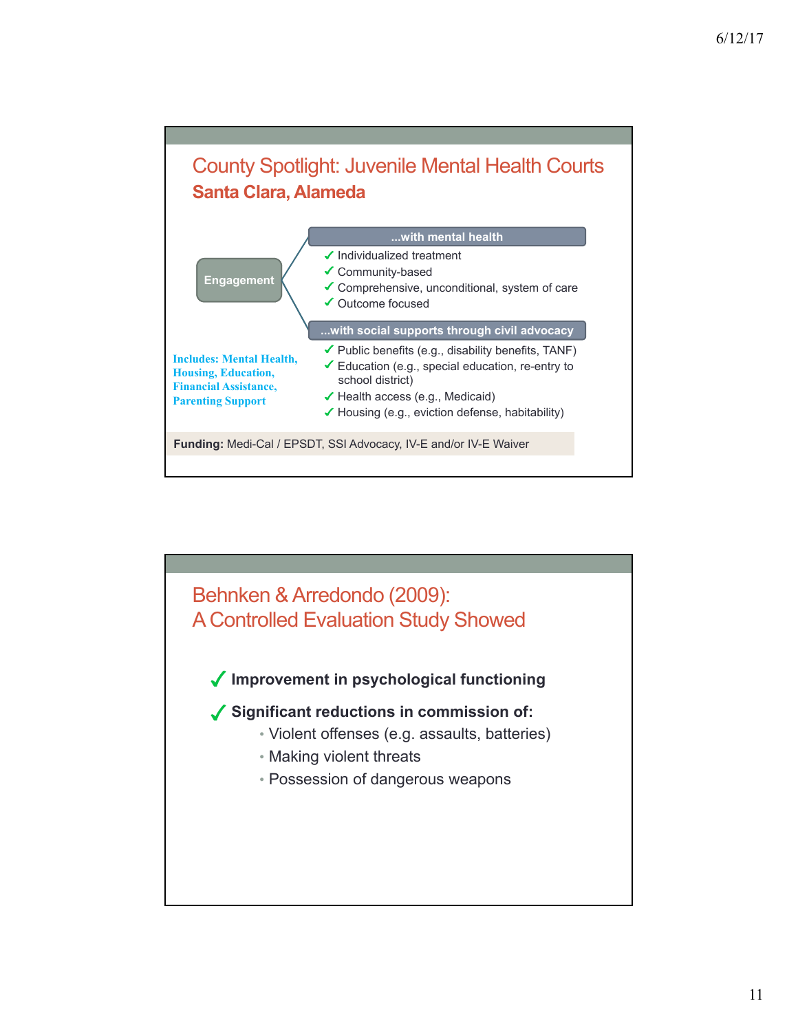## County Spotlight: Juvenile Mental Health Courts

### Santa Clara, Alameda

**Engagement**

**...with mental health**

- ✓ Individualized treatment
- ✓ Community-based
- ✓ Comprehensive, unconditional, system of care
- ✓ Outcome focused

**...with social supports through civil advocacy**

- ✓ Public benefits (e.g., disability benefits, TANF)
- ✓ Education (e.g., special education, re-entry to school district)
- ✓ Health access (e.g., Medicaid)
- ✓ Housing (e.g., eviction defense, habitability)

**Includes: Mental Health, Housing, Education, Financial Assistance, Parenting Support**

**Funding:** Medi-Cal / EPSDT, SSI Advocacy, IV-E and/or IV-E Waiver

## Behnken & Arredondo (2009): A Controlled Evaluation Study Showed

- ✓ **Improvement in psychological functioning**
- ✓ **Significant reductions in commission of:**
  - Violent offenses (e.g. assaults, batteries)
  - Making violent threats
  - Possession of dangerous weapons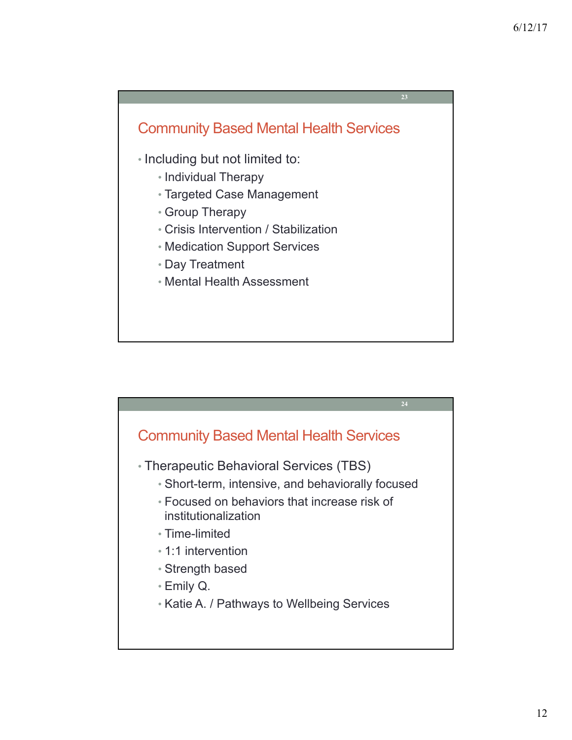## Community Based Mental Health Services

- Including but not limited to:
  - Individual Therapy
  - Targeted Case Management
  - Group Therapy
  - Crisis Intervention / Stabilization
  - Medication Support Services
  - Day Treatment
  - Mental Health Assessment

## Community Based Mental Health Services

- Therapeutic Behavioral Services (TBS)
  - Short-term, intensive, and behaviorally focused
  - Focused on behaviors that increase risk of institutionalization
  - Time-limited
  - 1:1 intervention
  - Strength based
  - Emily Q.
  - Katie A. / Pathways to Wellbeing Services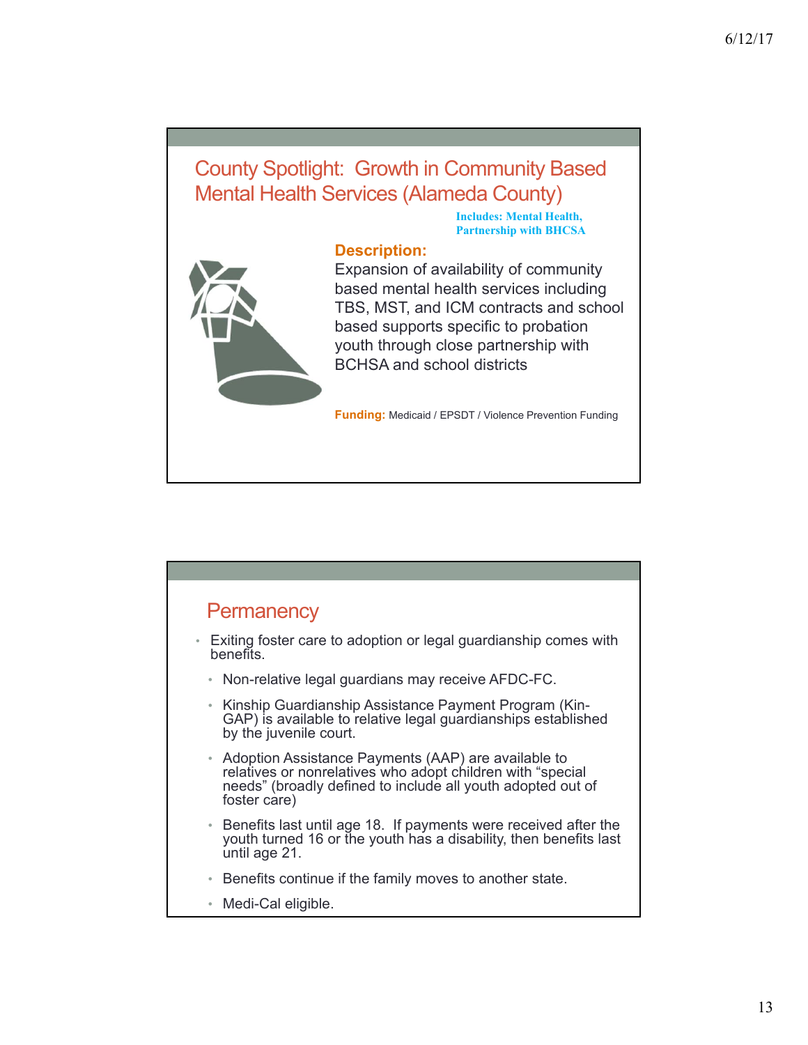## County Spotlight: Growth in Community Based Mental Health Services (Alameda County)

**Includes: Mental Health, Partnership with BHCSA**

**Description:**
Expansion of availability of community based mental health services including TBS, MST, and ICM contracts and school based supports specific to probation youth through close partnership with BCHSA and school districts

**Funding:** Medicaid / EPSDT / Violence Prevention Funding

## Permanency

- Exiting foster care to adoption or legal guardianship comes with benefits.
  - Non-relative legal guardians may receive AFDC-FC.
  - Kinship Guardianship Assistance Payment Program (Kin-GAP) is available to relative legal guardianships established by the juvenile court.
  - Adoption Assistance Payments (AAP) are available to relatives or nonrelatives who adopt children with "special needs" (broadly defined to include all youth adopted out of foster care)
  - Benefits last until age 18. If payments were received after the youth turned 16 or the youth has a disability, then benefits last until age 21.
  - Benefits continue if the family moves to another state.
  - Medi-Cal eligible.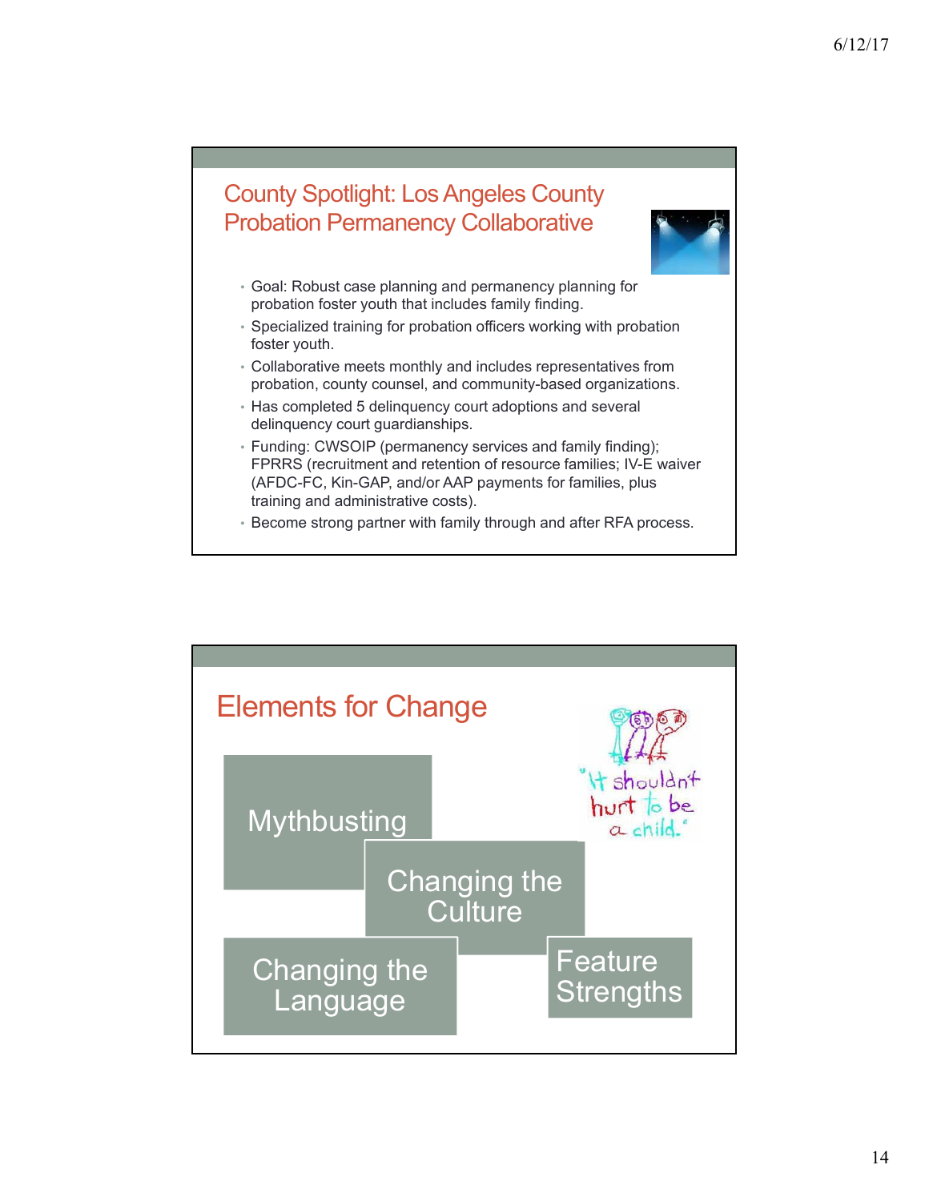## County Spotlight: Los Angeles County Probation Permanency Collaborative

- Goal: Robust case planning and permanency planning for probation foster youth that includes family finding.
- Specialized training for probation officers working with probation foster youth.
- Collaborative meets monthly and includes representatives from probation, county counsel, and community-based organizations.
- Has completed 5 delinquency court adoptions and several delinquency court guardianships.
- Funding: CWSOIP (permanency services and family finding); FPRRS (recruitment and retention of resource families; IV-E waiver (AFDC-FC, Kin-GAP, and/or AAP payments for families, plus training and administrative costs).
- Become strong partner with family through and after RFA process.

## Elements for Change

- Mythbusting
- Changing the Culture
- Changing the Language
- Feature Strengths

"It shouldn't hurt to be a child."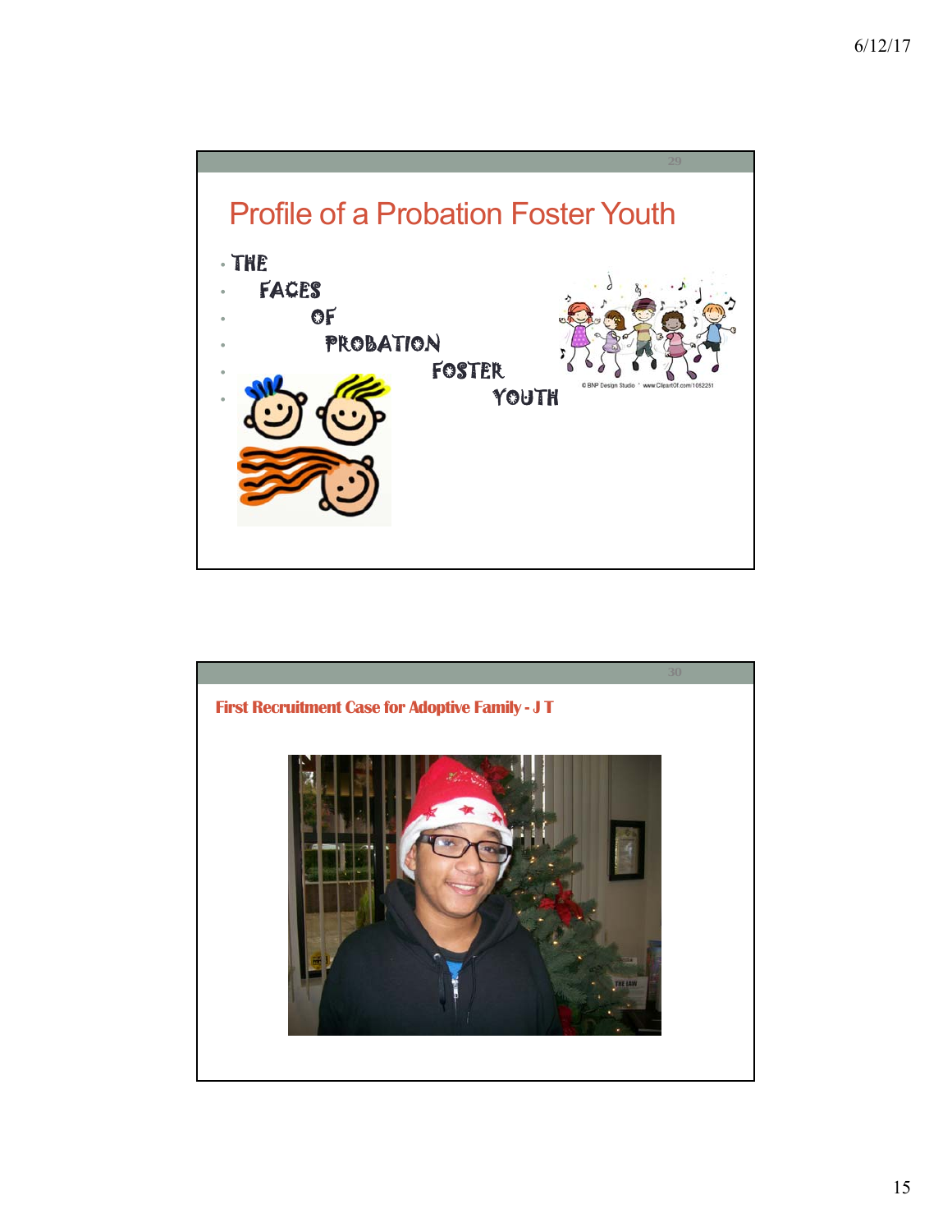## Profile of a Probation Foster Youth

- THE
- FACES
- OF
- PROBATION
- FOSTER
- YOUTH

© BNP Design Studio * www.ClipartOf.com/1052251

## First Recruitment Case for Adoptive Family - J T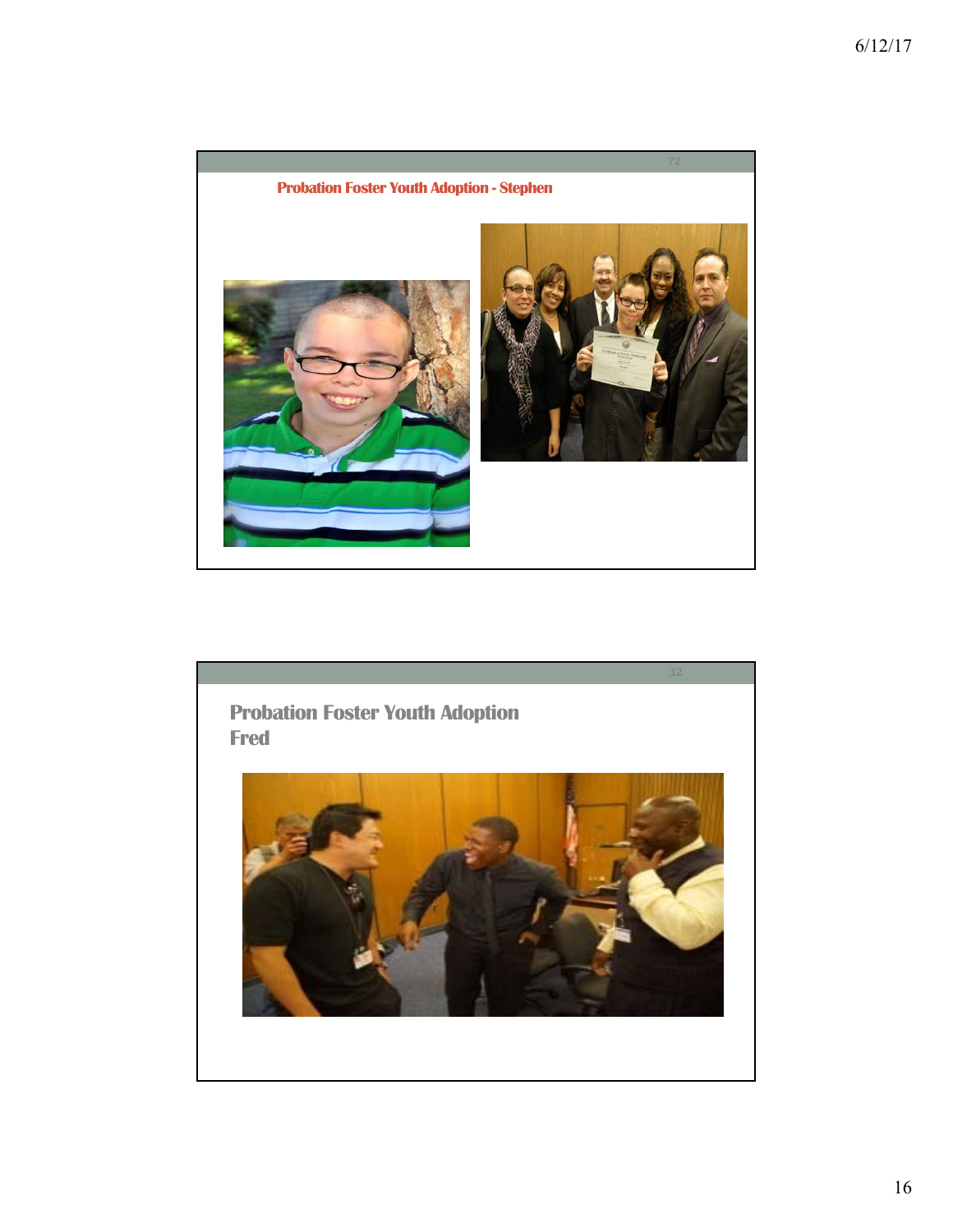## Probation Foster Youth Adoption - Stephen

## Probation Foster Youth Adoption
## Fred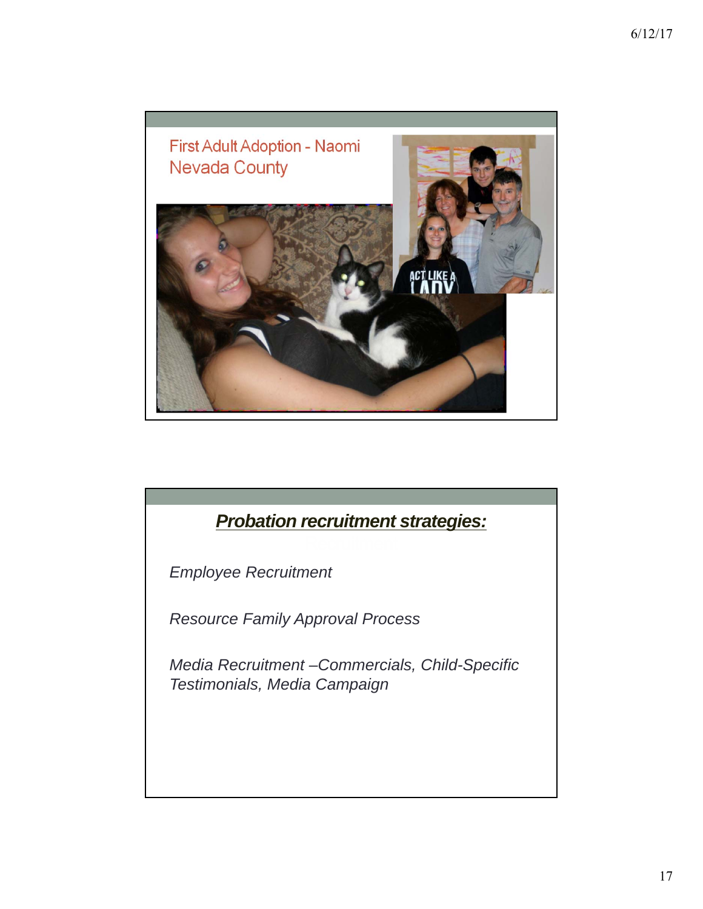First Adult Adoption - Naomi
Nevada County

## ***Probation recruitment strategies:***

*Employee Recruitment*

*Resource Family Approval Process*

*Media Recruitment –Commercials, Child-Specific Testimonials, Media Campaign*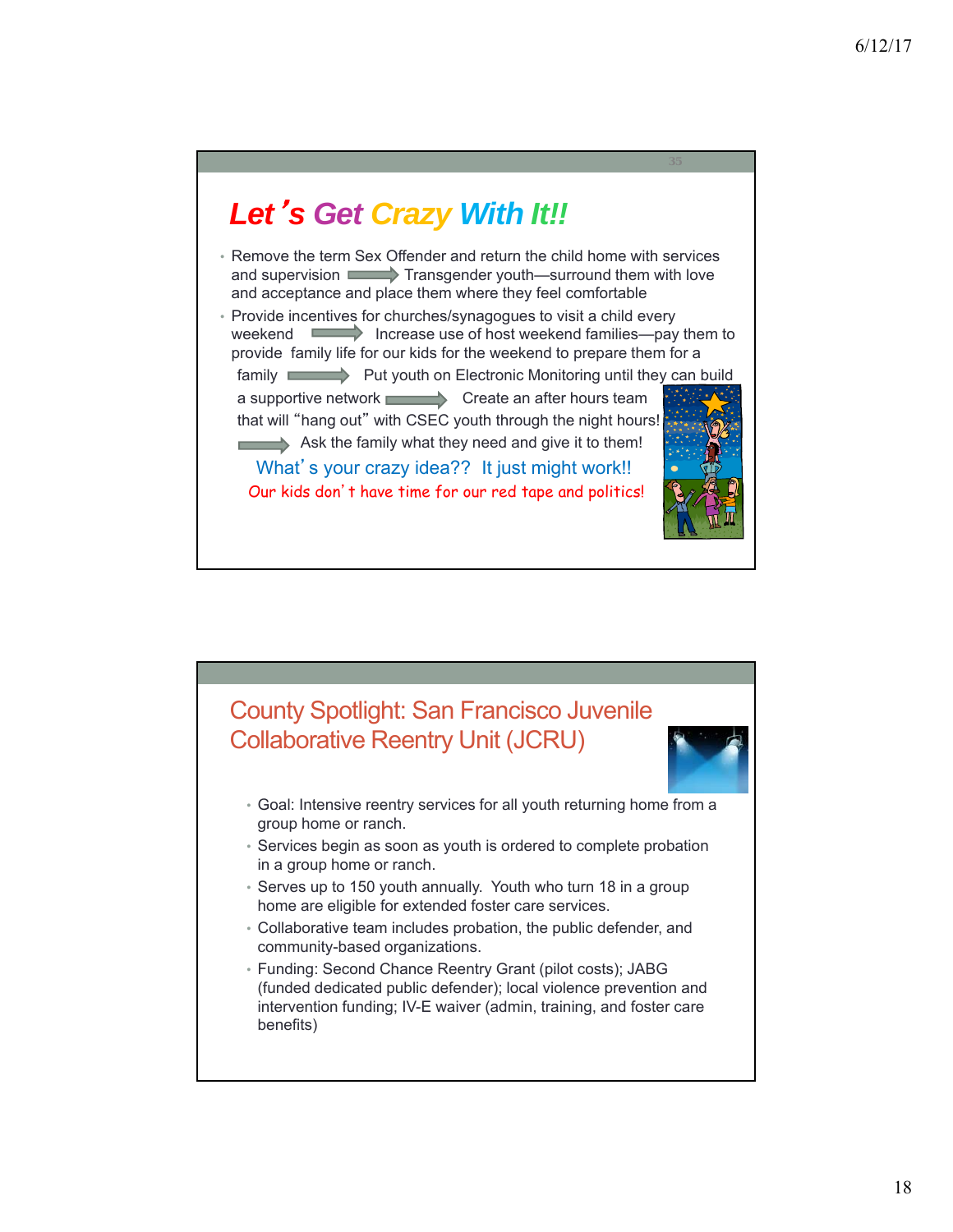## Let's Get Crazy With It!!

- Remove the term Sex Offender and return the child home with services and supervision ➡ Transgender youth—surround them with love and acceptance and place them where they feel comfortable
- Provide incentives for churches/synagogues to visit a child every weekend ➡ Increase use of host weekend families—pay them to provide family life for our kids for the weekend to prepare them for a family ➡ Put youth on Electronic Monitoring until they can build a supportive network ➡ Create an after hours team that will "hang out" with CSEC youth through the night hours! ➡ Ask the family what they need and give it to them!

What's your crazy idea?? It just might work!!

Our kids don't have time for our red tape and politics!

## County Spotlight: San Francisco Juvenile Collaborative Reentry Unit (JCRU)

- Goal: Intensive reentry services for all youth returning home from a group home or ranch.
- Services begin as soon as youth is ordered to complete probation in a group home or ranch.
- Serves up to 150 youth annually. Youth who turn 18 in a group home are eligible for extended foster care services.
- Collaborative team includes probation, the public defender, and community-based organizations.
- Funding: Second Chance Reentry Grant (pilot costs); JABG (funded dedicated public defender); local violence prevention and intervention funding; IV-E waiver (admin, training, and foster care benefits)